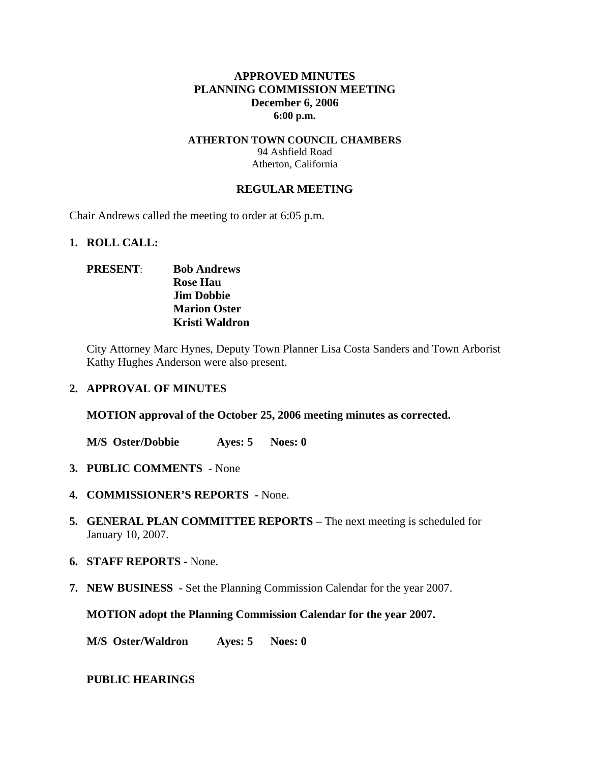# APPROVED MINUTES
# PLANNING COMMISSION MEETING
**December 6, 2006**
**6:00 p.m.**

**ATHERTON TOWN COUNCIL CHAMBERS**
94 Ashfield Road
Atherton, California

## REGULAR MEETING

Chair Andrews called the meeting to order at 6:05 p.m.

**1. ROLL CALL:**

**PRESENT**: **Bob Andrews**
**Rose Hau**
**Jim Dobbie**
**Marion Oster**
**Kristi Waldron**

City Attorney Marc Hynes, Deputy Town Planner Lisa Costa Sanders and Town Arborist Kathy Hughes Anderson were also present.

**2. APPROVAL OF MINUTES**

**MOTION approval of the October 25, 2006 meeting minutes as corrected.**

**M/S Oster/Dobbie Ayes: 5 Noes: 0**

**3. PUBLIC COMMENTS** - None

**4. COMMISSIONER'S REPORTS -** None.

**5. GENERAL PLAN COMMITTEE REPORTS –** The next meeting is scheduled for January 10, 2007.

**6. STAFF REPORTS -** None.

**7. NEW BUSINESS -** Set the Planning Commission Calendar for the year 2007.

**MOTION adopt the Planning Commission Calendar for the year 2007.**

**M/S Oster/Waldron Ayes: 5 Noes: 0**

**PUBLIC HEARINGS**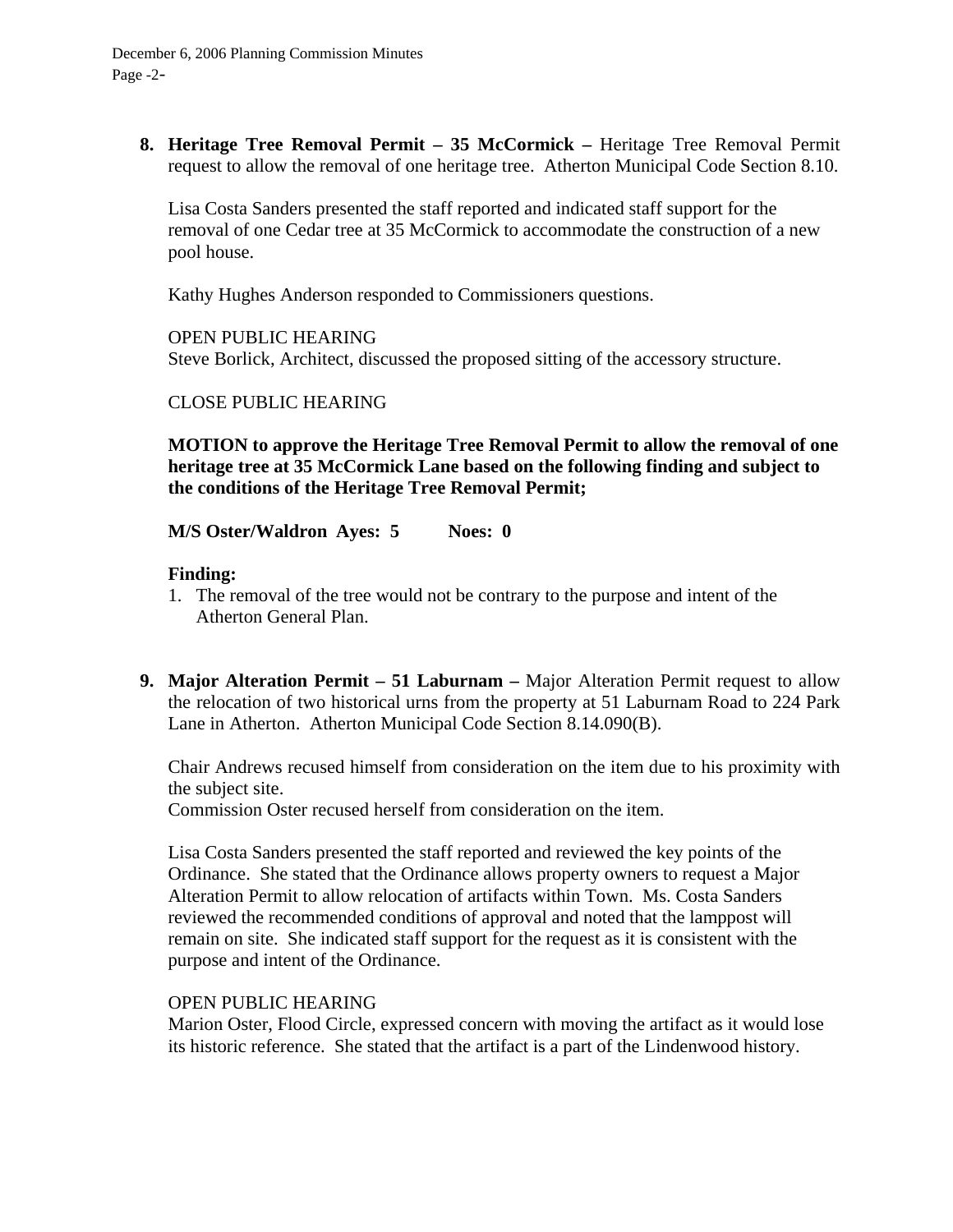8. **Heritage Tree Removal Permit – 35 McCormick –** Heritage Tree Removal Permit request to allow the removal of one heritage tree. Atherton Municipal Code Section 8.10.

   Lisa Costa Sanders presented the staff reported and indicated staff support for the removal of one Cedar tree at 35 McCormick to accommodate the construction of a new pool house.

   Kathy Hughes Anderson responded to Commissioners questions.

   OPEN PUBLIC HEARING
   Steve Borlick, Architect, discussed the proposed sitting of the accessory structure.

   CLOSE PUBLIC HEARING

   **MOTION to approve the Heritage Tree Removal Permit to allow the removal of one heritage tree at 35 McCormick Lane based on the following finding and subject to the conditions of the Heritage Tree Removal Permit;**

   **M/S Oster/Waldron Ayes: 5 Noes: 0**

   **Finding:**

   1. The removal of the tree would not be contrary to the purpose and intent of the Atherton General Plan.

9. **Major Alteration Permit – 51 Laburnam –** Major Alteration Permit request to allow the relocation of two historical urns from the property at 51 Laburnam Road to 224 Park Lane in Atherton. Atherton Municipal Code Section 8.14.090(B).

   Chair Andrews recused himself from consideration on the item due to his proximity with the subject site.
   Commission Oster recused herself from consideration on the item.

   Lisa Costa Sanders presented the staff reported and reviewed the key points of the Ordinance. She stated that the Ordinance allows property owners to request a Major Alteration Permit to allow relocation of artifacts within Town. Ms. Costa Sanders reviewed the recommended conditions of approval and noted that the lamppost will remain on site. She indicated staff support for the request as it is consistent with the purpose and intent of the Ordinance.

   OPEN PUBLIC HEARING
   Marion Oster, Flood Circle, expressed concern with moving the artifact as it would lose its historic reference. She stated that the artifact is a part of the Lindenwood history.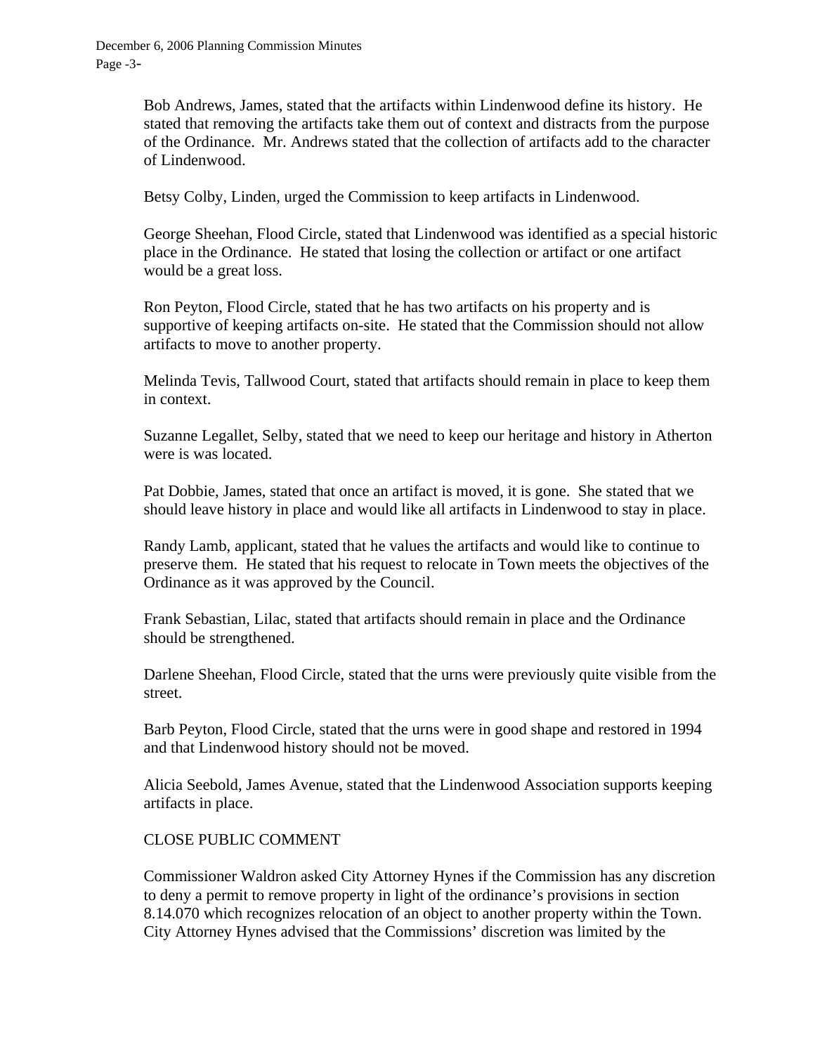Bob Andrews, James, stated that the artifacts within Lindenwood define its history. He stated that removing the artifacts take them out of context and distracts from the purpose of the Ordinance. Mr. Andrews stated that the collection of artifacts add to the character of Lindenwood.

Betsy Colby, Linden, urged the Commission to keep artifacts in Lindenwood.

George Sheehan, Flood Circle, stated that Lindenwood was identified as a special historic place in the Ordinance. He stated that losing the collection or artifact or one artifact would be a great loss.

Ron Peyton, Flood Circle, stated that he has two artifacts on his property and is supportive of keeping artifacts on-site. He stated that the Commission should not allow artifacts to move to another property.

Melinda Tevis, Tallwood Court, stated that artifacts should remain in place to keep them in context.

Suzanne Legallet, Selby, stated that we need to keep our heritage and history in Atherton were is was located.

Pat Dobbie, James, stated that once an artifact is moved, it is gone. She stated that we should leave history in place and would like all artifacts in Lindenwood to stay in place.

Randy Lamb, applicant, stated that he values the artifacts and would like to continue to preserve them. He stated that his request to relocate in Town meets the objectives of the Ordinance as it was approved by the Council.

Frank Sebastian, Lilac, stated that artifacts should remain in place and the Ordinance should be strengthened.

Darlene Sheehan, Flood Circle, stated that the urns were previously quite visible from the street.

Barb Peyton, Flood Circle, stated that the urns were in good shape and restored in 1994 and that Lindenwood history should not be moved.

Alicia Seebold, James Avenue, stated that the Lindenwood Association supports keeping artifacts in place.

CLOSE PUBLIC COMMENT

Commissioner Waldron asked City Attorney Hynes if the Commission has any discretion to deny a permit to remove property in light of the ordinance's provisions in section 8.14.070 which recognizes relocation of an object to another property within the Town. City Attorney Hynes advised that the Commissions' discretion was limited by the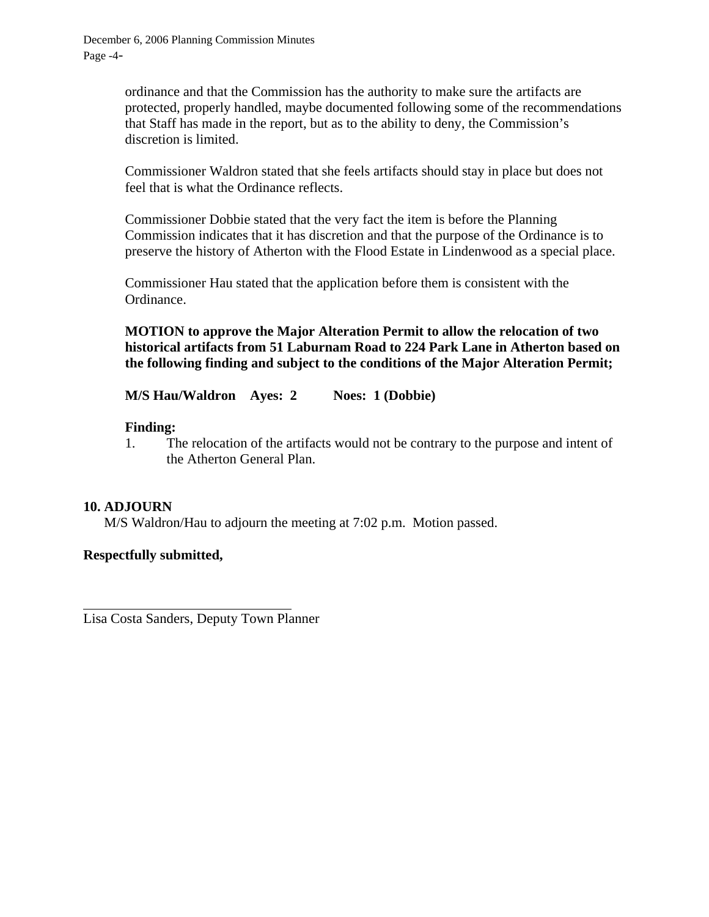ordinance and that the Commission has the authority to make sure the artifacts are protected, properly handled, maybe documented following some of the recommendations that Staff has made in the report, but as to the ability to deny, the Commission's discretion is limited.

Commissioner Waldron stated that she feels artifacts should stay in place but does not feel that is what the Ordinance reflects.

Commissioner Dobbie stated that the very fact the item is before the Planning Commission indicates that it has discretion and that the purpose of the Ordinance is to preserve the history of Atherton with the Flood Estate in Lindenwood as a special place.

Commissioner Hau stated that the application before them is consistent with the Ordinance.

**MOTION to approve the Major Alteration Permit to allow the relocation of two historical artifacts from 51 Laburnam Road to 224 Park Lane in Atherton based on the following finding and subject to the conditions of the Major Alteration Permit;**

**M/S Hau/Waldron Ayes: 2 Noes: 1 (Dobbie)**

**Finding:**

1. The relocation of the artifacts would not be contrary to the purpose and intent of the Atherton General Plan.

## 10. ADJOURN

M/S Waldron/Hau to adjourn the meeting at 7:02 p.m. Motion passed.

**Respectfully submitted,**

\_\_\_\_\_\_\_\_\_\_\_\_\_\_\_\_\_\_\_\_\_\_\_\_\_\_\_\_\_\_\_

Lisa Costa Sanders, Deputy Town Planner